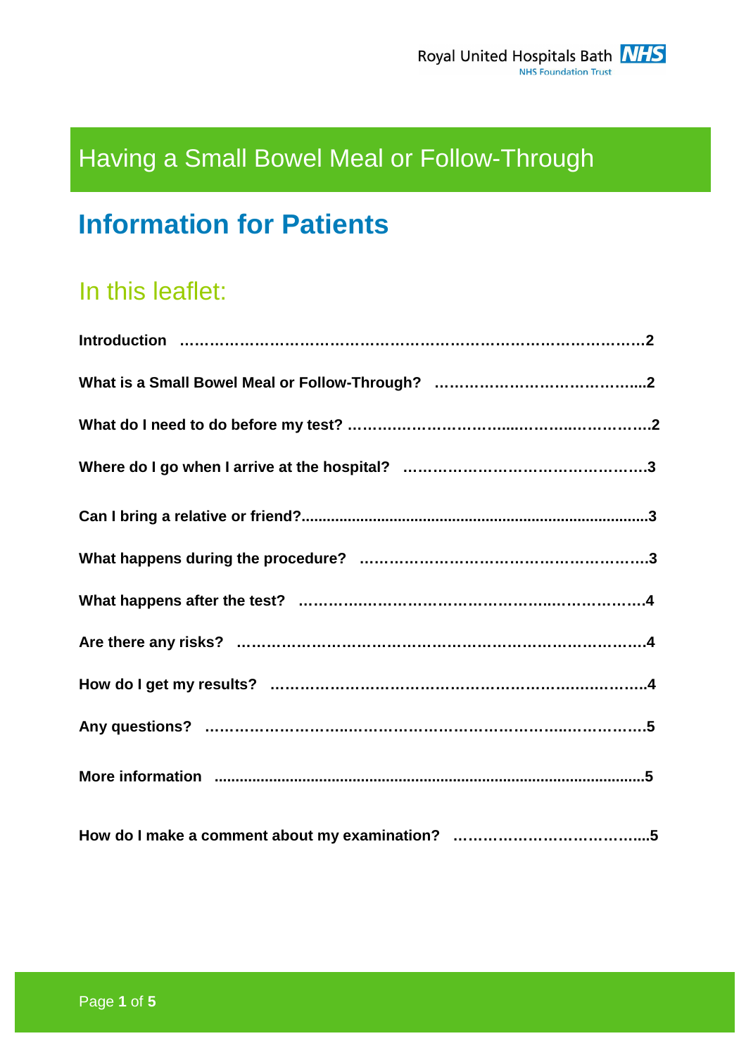Royal United Hospitals Bath NHS Foundation Trust

# Having a Small Bowel Meal or Follow-Through

## Information for Patients

### In this leaflet:

**Introduction ……………………………………………………………………………2**

**What is a Small Bowel Meal or Follow-Through? …………………………………...2**

**What do I need to do before my test? ………………………….....……..……………….2**

**Where do I go when I arrive at the hospital? ……………………………………….3**

**Can I bring a relative or friend?..................................................................................3**

**What happens during the procedure? ……………………………………………….3**

**What happens after the test? ……………………………………………………….4**

**Are there any risks? ……………………………………………………………………4**

**How do I get my results? ……………………………………………………………….4**

**Any questions? ………………………..…………………………………………..………….5**

**More information ......................................................................................................5**

**How do I make a comment about my examination? ………………………………...5**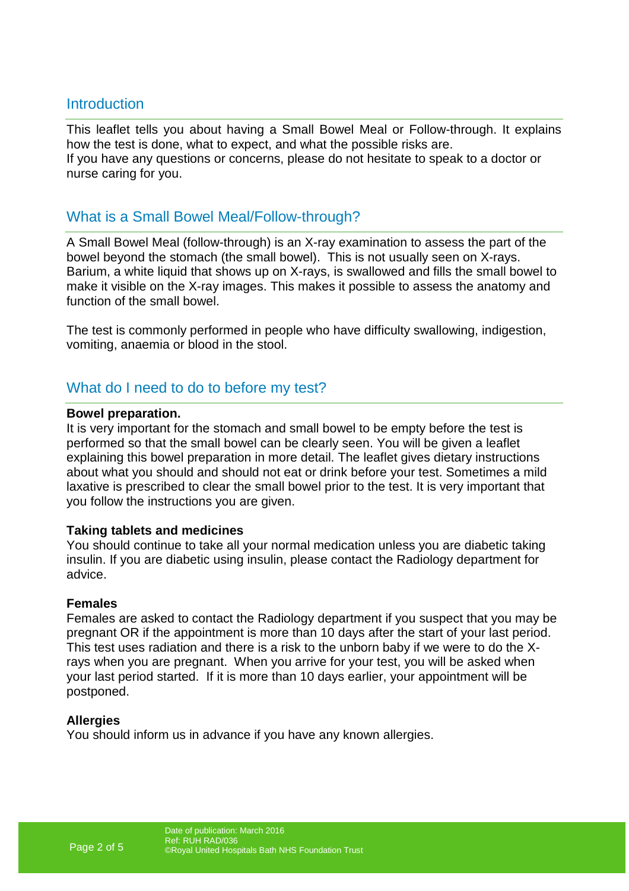## Introduction

This leaflet tells you about having a Small Bowel Meal or Follow-through. It explains how the test is done, what to expect, and what the possible risks are.
If you have any questions or concerns, please do not hesitate to speak to a doctor or nurse caring for you.

## What is a Small Bowel Meal/Follow-through?

A Small Bowel Meal (follow-through) is an X-ray examination to assess the part of the bowel beyond the stomach (the small bowel). This is not usually seen on X-rays. Barium, a white liquid that shows up on X-rays, is swallowed and fills the small bowel to make it visible on the X-ray images. This makes it possible to assess the anatomy and function of the small bowel.

The test is commonly performed in people who have difficulty swallowing, indigestion, vomiting, anaemia or blood in the stool.

## What do I need to do to before my test?

**Bowel preparation.**
It is very important for the stomach and small bowel to be empty before the test is performed so that the small bowel can be clearly seen. You will be given a leaflet explaining this bowel preparation in more detail. The leaflet gives dietary instructions about what you should and should not eat or drink before your test. Sometimes a mild laxative is prescribed to clear the small bowel prior to the test. It is very important that you follow the instructions you are given.

**Taking tablets and medicines**
You should continue to take all your normal medication unless you are diabetic taking insulin. If you are diabetic using insulin, please contact the Radiology department for advice.

**Females**
Females are asked to contact the Radiology department if you suspect that you may be pregnant OR if the appointment is more than 10 days after the start of your last period. This test uses radiation and there is a risk to the unborn baby if we were to do the X-rays when you are pregnant. When you arrive for your test, you will be asked when your last period started. If it is more than 10 days earlier, your appointment will be postponed.

**Allergies**
You should inform us in advance if you have any known allergies.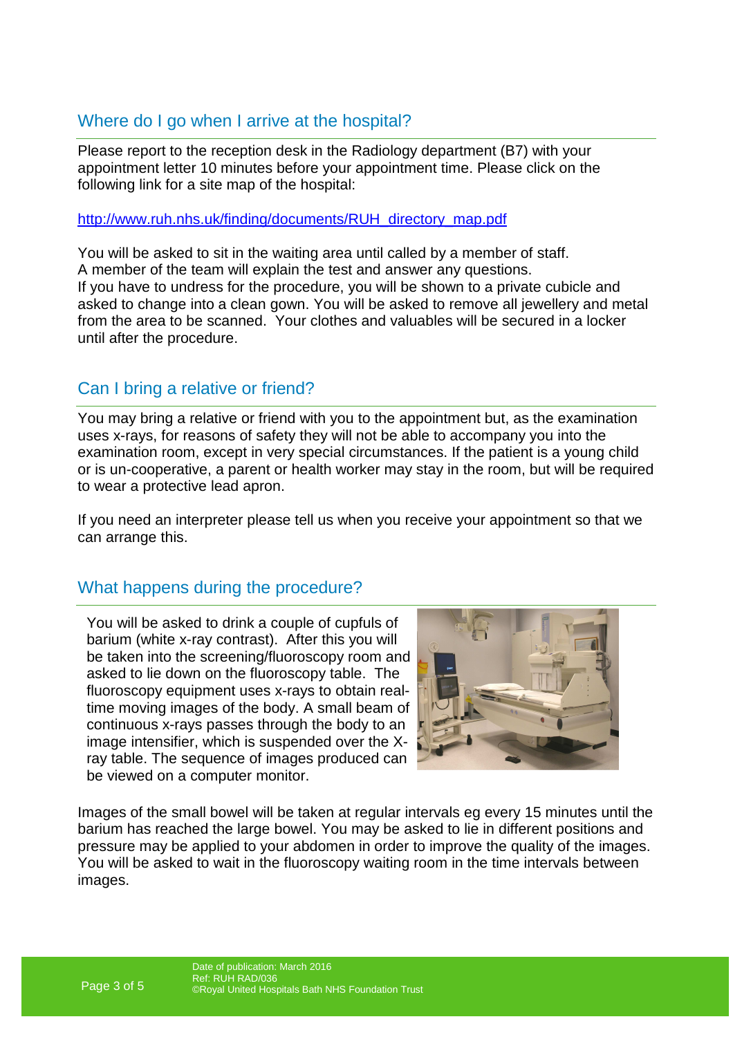## Where do I go when I arrive at the hospital?

Please report to the reception desk in the Radiology department (B7) with your appointment letter 10 minutes before your appointment time. Please click on the following link for a site map of the hospital:

http://www.ruh.nhs.uk/finding/documents/RUH_directory_map.pdf

You will be asked to sit in the waiting area until called by a member of staff.
A member of the team will explain the test and answer any questions.
If you have to undress for the procedure, you will be shown to a private cubicle and asked to change into a clean gown. You will be asked to remove all jewellery and metal from the area to be scanned. Your clothes and valuables will be secured in a locker until after the procedure.

## Can I bring a relative or friend?

You may bring a relative or friend with you to the appointment but, as the examination uses x-rays, for reasons of safety they will not be able to accompany you into the examination room, except in very special circumstances. If the patient is a young child or is un-cooperative, a parent or health worker may stay in the room, but will be required to wear a protective lead apron.

If you need an interpreter please tell us when you receive your appointment so that we can arrange this.

## What happens during the procedure?

You will be asked to drink a couple of cupfuls of barium (white x-ray contrast). After this you will be taken into the screening/fluoroscopy room and asked to lie down on the fluoroscopy table. The fluoroscopy equipment uses x-rays to obtain real-time moving images of the body. A small beam of continuous x-rays passes through the body to an image intensifier, which is suspended over the X-ray table. The sequence of images produced can be viewed on a computer monitor.

Images of the small bowel will be taken at regular intervals eg every 15 minutes until the barium has reached the large bowel. You may be asked to lie in different positions and pressure may be applied to your abdomen in order to improve the quality of the images. You will be asked to wait in the fluoroscopy waiting room in the time intervals between images.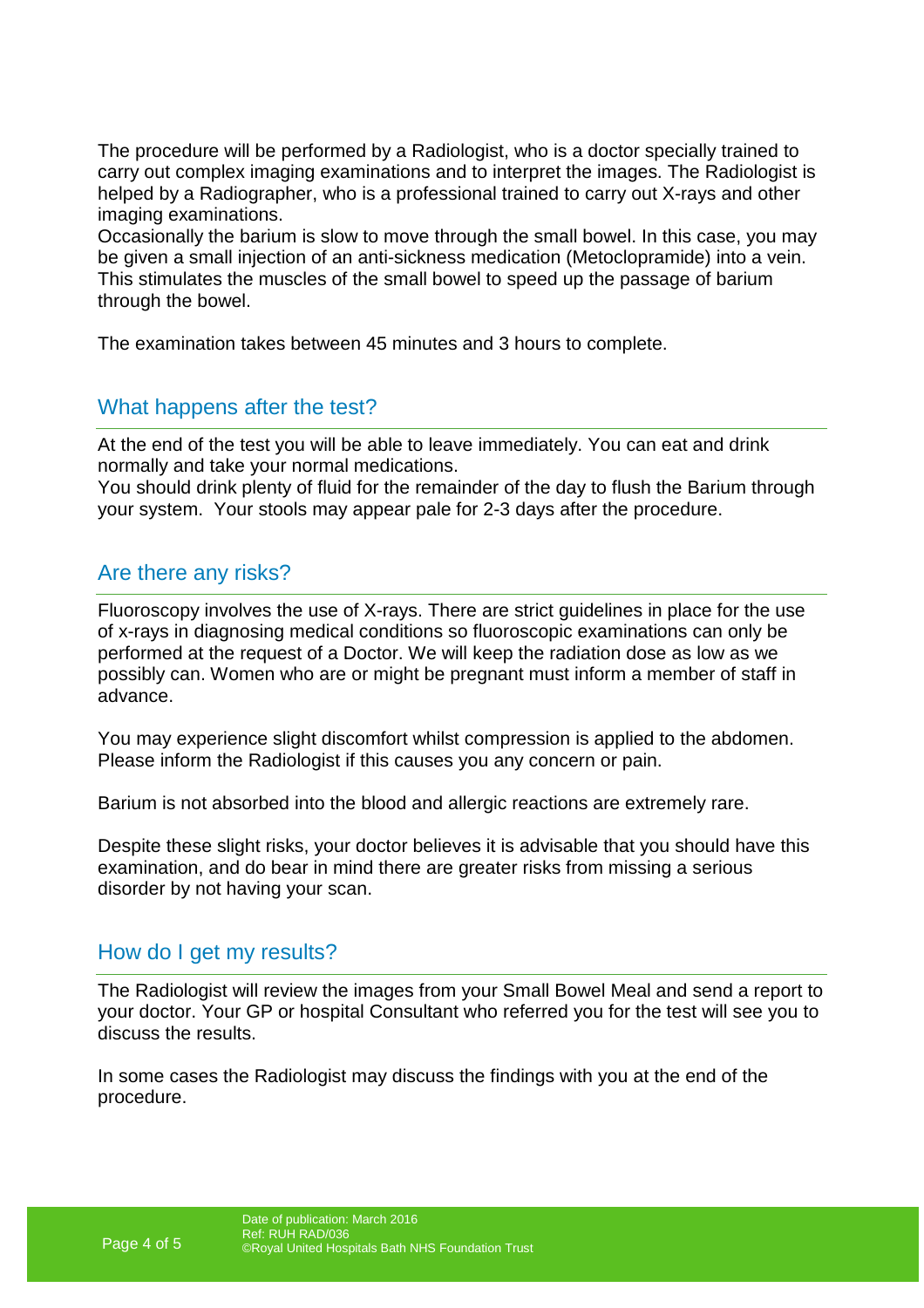The procedure will be performed by a Radiologist, who is a doctor specially trained to carry out complex imaging examinations and to interpret the images. The Radiologist is helped by a Radiographer, who is a professional trained to carry out X-rays and other imaging examinations.
Occasionally the barium is slow to move through the small bowel. In this case, you may be given a small injection of an anti-sickness medication (Metoclopramide) into a vein. This stimulates the muscles of the small bowel to speed up the passage of barium through the bowel.

The examination takes between 45 minutes and 3 hours to complete.

## What happens after the test?

At the end of the test you will be able to leave immediately. You can eat and drink normally and take your normal medications.
You should drink plenty of fluid for the remainder of the day to flush the Barium through your system. Your stools may appear pale for 2-3 days after the procedure.

## Are there any risks?

Fluoroscopy involves the use of X-rays. There are strict guidelines in place for the use of x-rays in diagnosing medical conditions so fluoroscopic examinations can only be performed at the request of a Doctor. We will keep the radiation dose as low as we possibly can. Women who are or might be pregnant must inform a member of staff in advance.

You may experience slight discomfort whilst compression is applied to the abdomen. Please inform the Radiologist if this causes you any concern or pain.

Barium is not absorbed into the blood and allergic reactions are extremely rare.

Despite these slight risks, your doctor believes it is advisable that you should have this examination, and do bear in mind there are greater risks from missing a serious disorder by not having your scan.

## How do I get my results?

The Radiologist will review the images from your Small Bowel Meal and send a report to your doctor. Your GP or hospital Consultant who referred you for the test will see you to discuss the results.

In some cases the Radiologist may discuss the findings with you at the end of the procedure.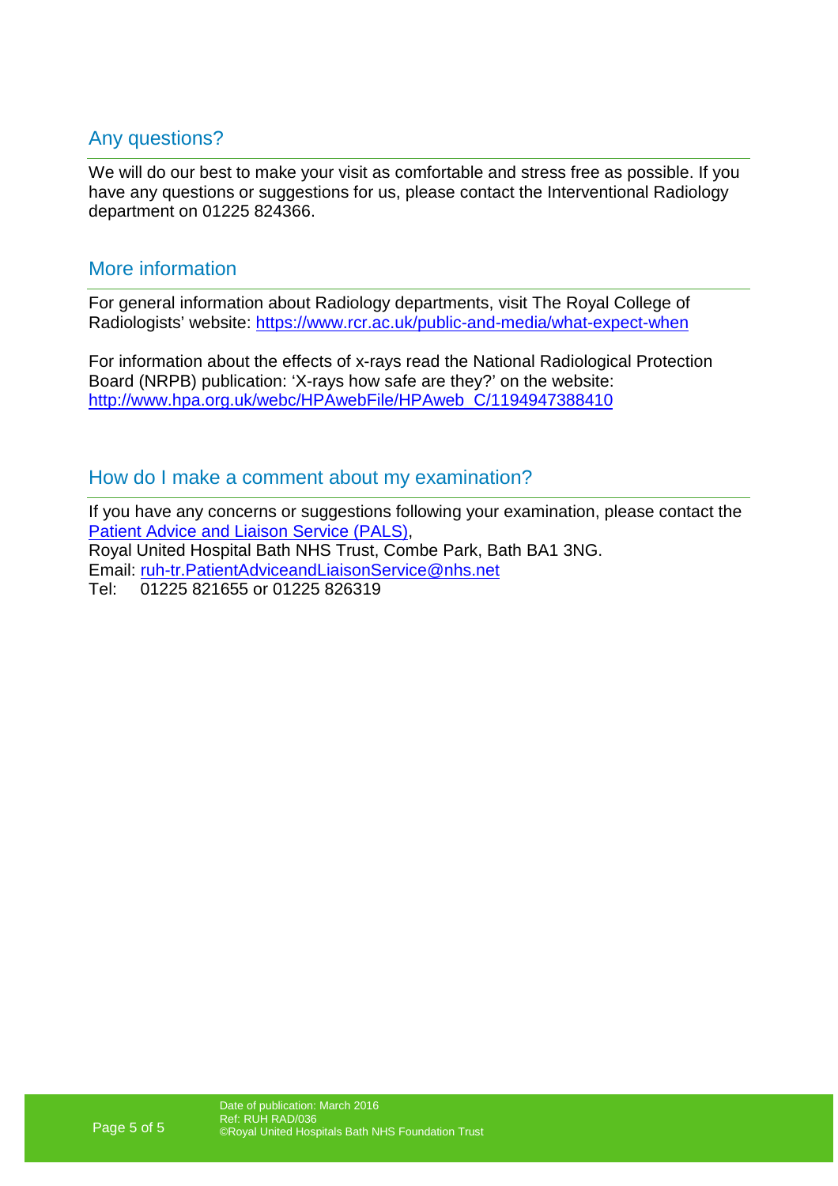## Any questions?

We will do our best to make your visit as comfortable and stress free as possible. If you have any questions or suggestions for us, please contact the Interventional Radiology department on 01225 824366.

## More information

For general information about Radiology departments, visit The Royal College of Radiologists' website: https://www.rcr.ac.uk/public-and-media/what-expect-when

For information about the effects of x-rays read the National Radiological Protection Board (NRPB) publication: 'X-rays how safe are they?' on the website: http://www.hpa.org.uk/webc/HPAwebFile/HPAweb_C/1194947388410

## How do I make a comment about my examination?

If you have any concerns or suggestions following your examination, please contact the Patient Advice and Liaison Service (PALS),
Royal United Hospital Bath NHS Trust, Combe Park, Bath BA1 3NG.
Email: ruh-tr.PatientAdviceandLiaisonService@nhs.net
Tel: 01225 821655 or 01225 826319

Date of publication: March 2016
Ref: RUH RAD/036
©Royal United Hospitals Bath NHS Foundation Trust